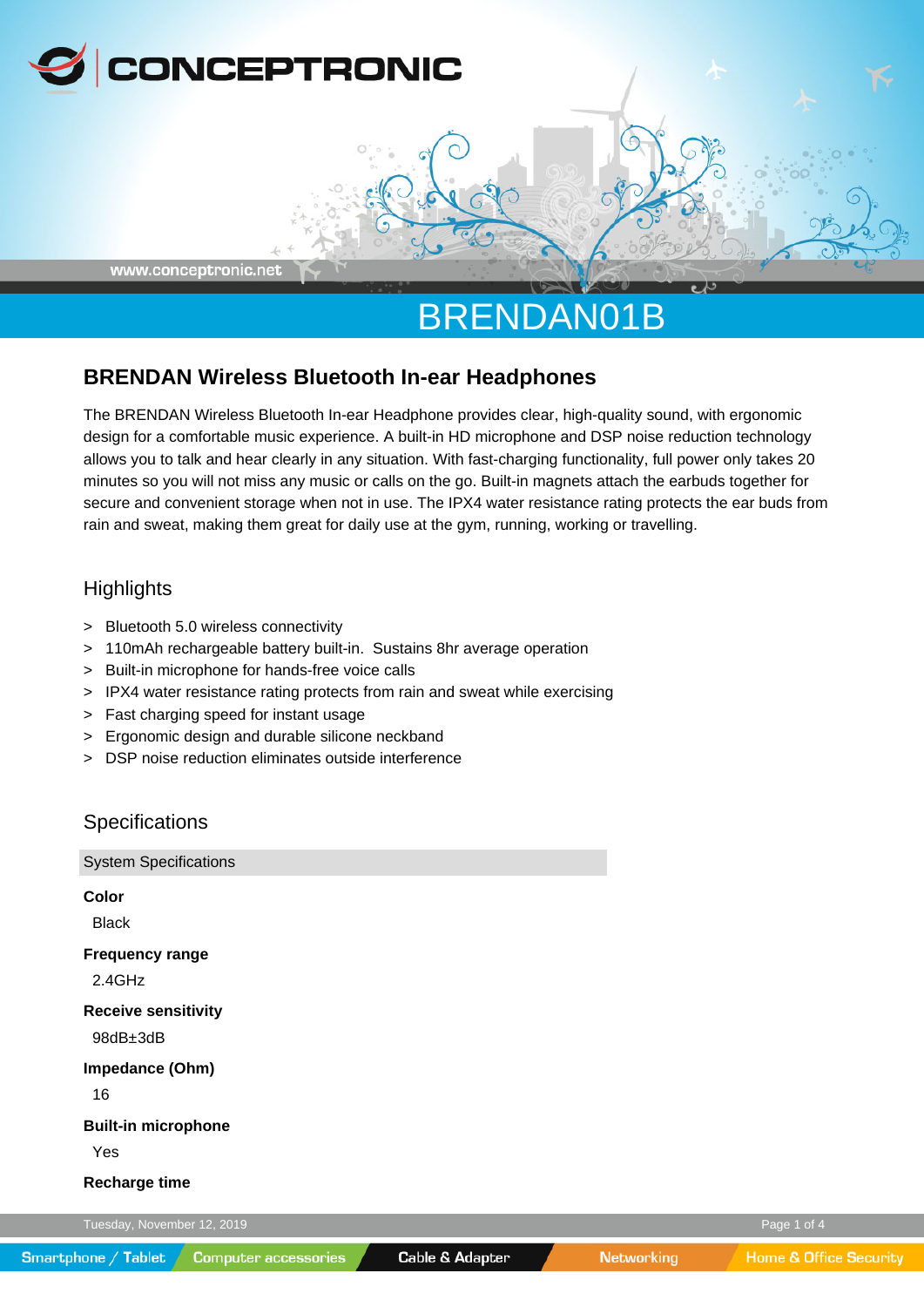# BRENDAN01B

## BRENDAN Wireless Bluetooth In-ear Headphones

The BRENDAN Wireless Bluetooth In-ear Headphone provides clear, high-quality sound, with ergonomic design for a comfortable music experience. A built-in HD microphone and DSP noise reduction technology allows you to talk and hear clearly in any situation. With fast-charging functionality, full power only takes 20 minutes so you will not miss any music or calls on the go. Built-in magnets attach the earbuds together for secure and convenient storage when not in use. The IPX4 water resistance rating protects the ear buds from rain and sweat, making them great for daily use at the gym, running, working or travelling.

### Highlights

> Bluetooth 5.0 wireless connectivity
> 110mAh rechargeable battery built-in. Sustains 8hr average operation
> Built-in microphone for hands-free voice calls
> IPX4 water resistance rating protects from rain and sweat while exercising
> Fast charging speed for instant usage
> Ergonomic design and durable silicone neckband
> DSP noise reduction eliminates outside interference

### Specifications

System Specifications

**Color**
Black

**Frequency range**
2.4GHz

**Receive sensitivity**
98dB±3dB

**Impedance (Ohm)**
16

**Built-in microphone**
Yes

**Recharge time**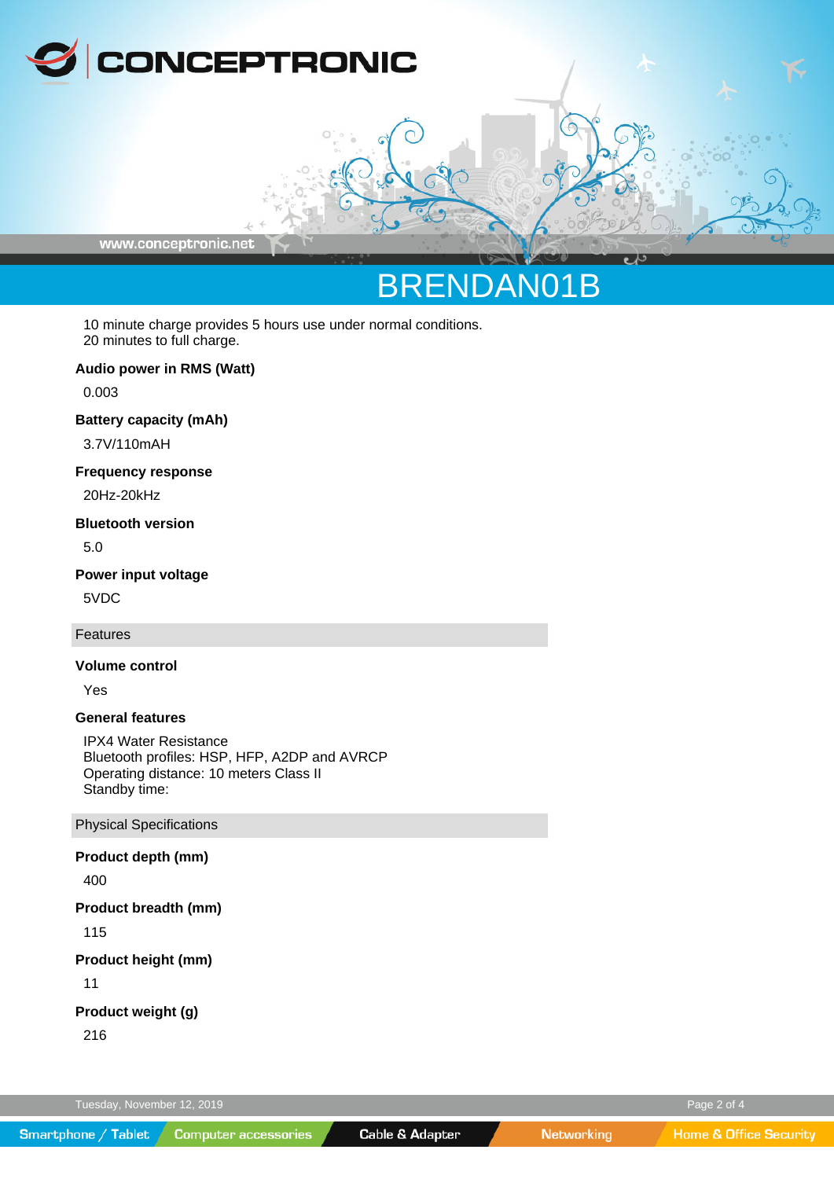# BRENDAN01B

10 minute charge provides 5 hours use under normal conditions.
20 minutes to full charge.

**Audio power in RMS (Watt)**

0.003

**Battery capacity (mAh)**

3.7V/110mAH

**Frequency response**

20Hz-20kHz

**Bluetooth version**

5.0

**Power input voltage**

5VDC

## Features

**Volume control**

Yes

**General features**

IPX4 Water Resistance
Bluetooth profiles: HSP, HFP, A2DP and AVRCP
Operating distance: 10 meters Class II
Standby time:

## Physical Specifications

**Product depth (mm)**

400

**Product breadth (mm)**

115

**Product height (mm)**

11

**Product weight (g)**

216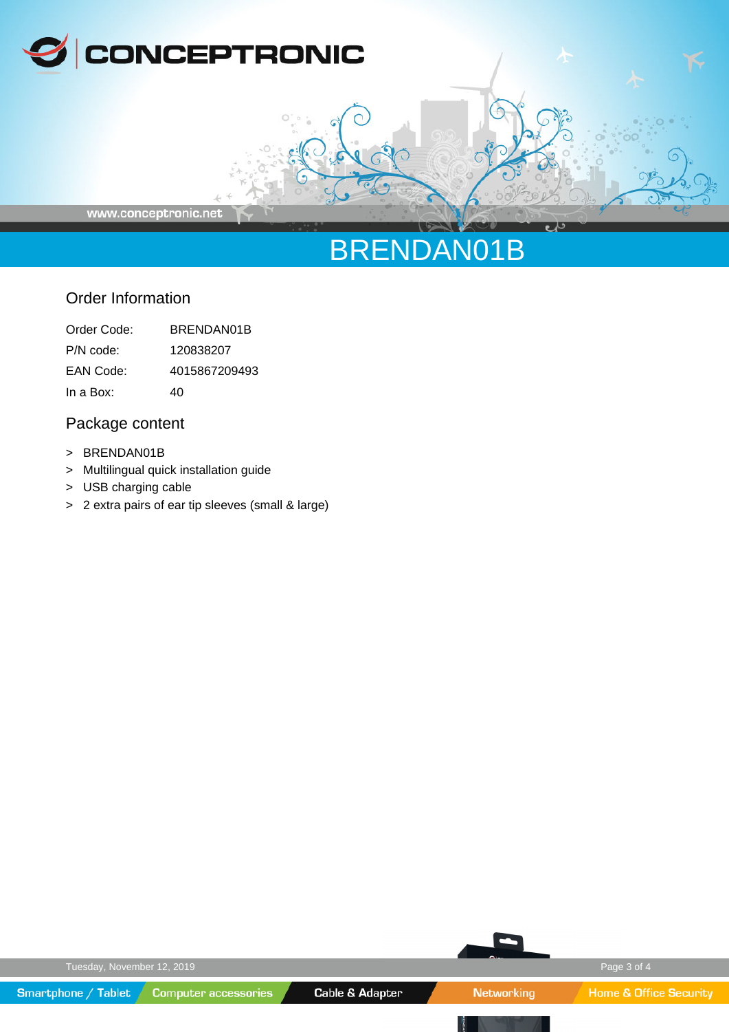# BRENDAN01B

## Order Information

| | |
|---|---|
| Order Code: | BRENDAN01B |
| P/N code: | 120838207 |
| EAN Code: | 4015867209493 |
| In a Box: | 40 |

## Package content

> BRENDAN01B
> Multilingual quick installation guide
> USB charging cable
> 2 extra pairs of ear tip sleeves (small & large)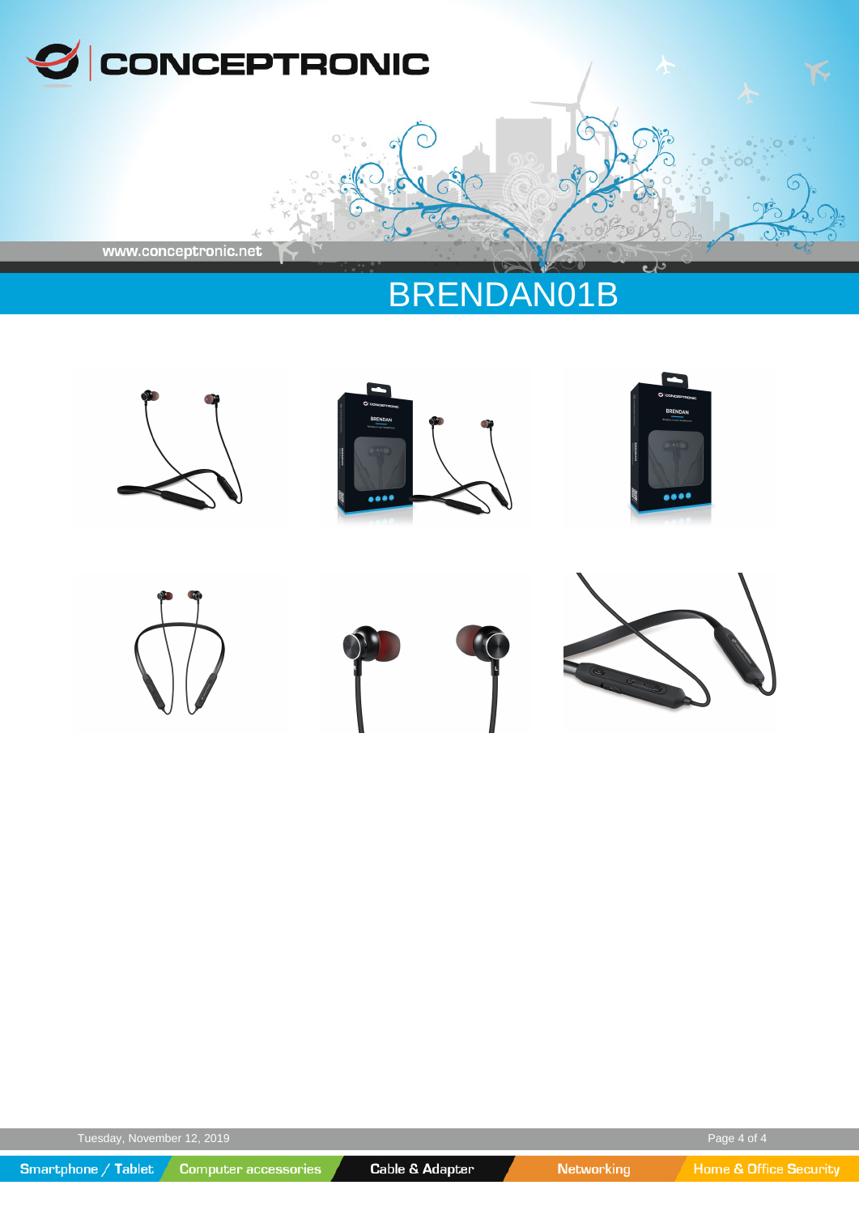# BRENDAN01B